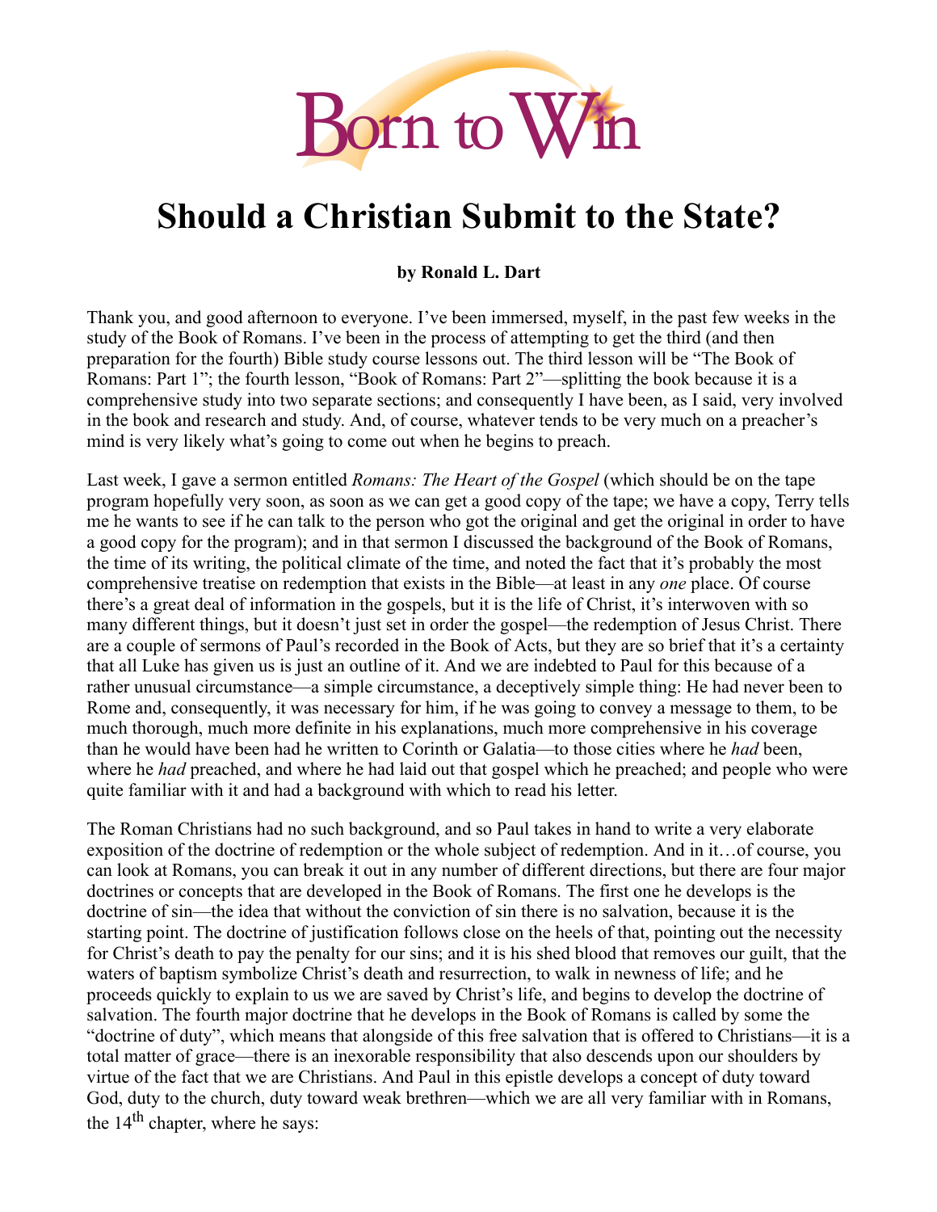# Should a Christian Submit to the State?

**by Ronald L. Dart**

Thank you, and good afternoon to everyone. I've been immersed, myself, in the past few weeks in the study of the Book of Romans. I've been in the process of attempting to get the third (and then preparation for the fourth) Bible study course lessons out. The third lesson will be "The Book of Romans: Part 1"; the fourth lesson, "Book of Romans: Part 2"—splitting the book because it is a comprehensive study into two separate sections; and consequently I have been, as I said, very involved in the book and research and study. And, of course, whatever tends to be very much on a preacher's mind is very likely what's going to come out when he begins to preach.

Last week, I gave a sermon entitled *Romans: The Heart of the Gospel* (which should be on the tape program hopefully very soon, as soon as we can get a good copy of the tape; we have a copy, Terry tells me he wants to see if he can talk to the person who got the original and get the original in order to have a good copy for the program); and in that sermon I discussed the background of the Book of Romans, the time of its writing, the political climate of the time, and noted the fact that it's probably the most comprehensive treatise on redemption that exists in the Bible—at least in any *one* place. Of course there's a great deal of information in the gospels, but it is the life of Christ, it's interwoven with so many different things, but it doesn't just set in order the gospel—the redemption of Jesus Christ. There are a couple of sermons of Paul's recorded in the Book of Acts, but they are so brief that it's a certainty that all Luke has given us is just an outline of it. And we are indebted to Paul for this because of a rather unusual circumstance—a simple circumstance, a deceptively simple thing: He had never been to Rome and, consequently, it was necessary for him, if he was going to convey a message to them, to be much thorough, much more definite in his explanations, much more comprehensive in his coverage than he would have been had he written to Corinth or Galatia—to those cities where he *had* been, where he *had* preached, and where he had laid out that gospel which he preached; and people who were quite familiar with it and had a background with which to read his letter.

The Roman Christians had no such background, and so Paul takes in hand to write a very elaborate exposition of the doctrine of redemption or the whole subject of redemption. And in it…of course, you can look at Romans, you can break it out in any number of different directions, but there are four major doctrines or concepts that are developed in the Book of Romans. The first one he develops is the doctrine of sin—the idea that without the conviction of sin there is no salvation, because it is the starting point. The doctrine of justification follows close on the heels of that, pointing out the necessity for Christ's death to pay the penalty for our sins; and it is his shed blood that removes our guilt, that the waters of baptism symbolize Christ's death and resurrection, to walk in newness of life; and he proceeds quickly to explain to us we are saved by Christ's life, and begins to develop the doctrine of salvation. The fourth major doctrine that he develops in the Book of Romans is called by some the "doctrine of duty", which means that alongside of this free salvation that is offered to Christians—it is a total matter of grace—there is an inexorable responsibility that also descends upon our shoulders by virtue of the fact that we are Christians. And Paul in this epistle develops a concept of duty toward God, duty to the church, duty toward weak brethren—which we are all very familiar with in Romans, the 14th chapter, where he says: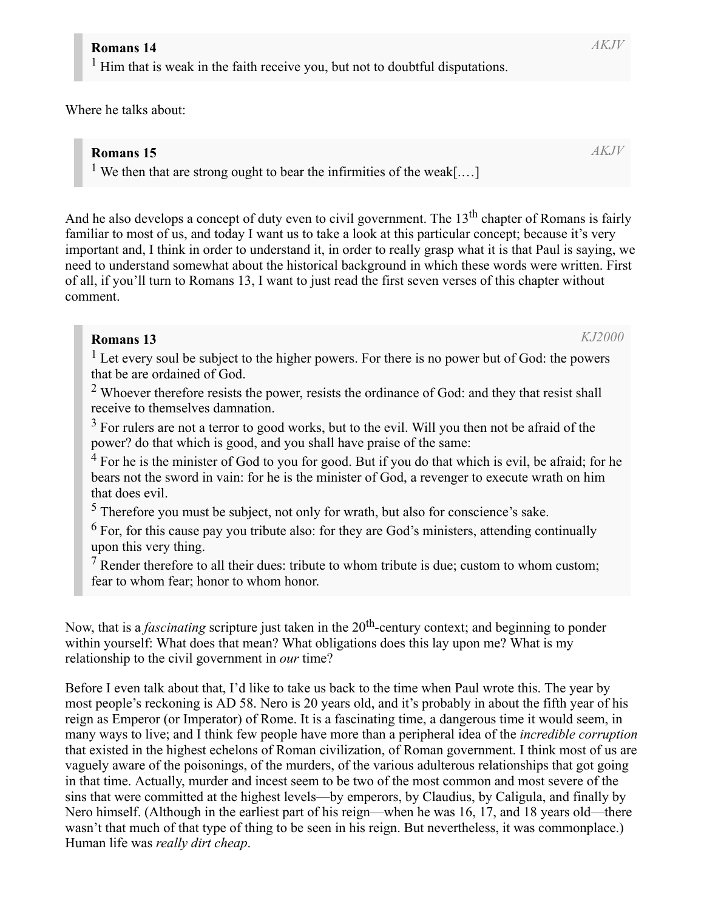> **Romans 14** *AKJV*
> [1] Him that is weak in the faith receive you, but not to doubtful disputations.

Where he talks about:

> **Romans 15** *AKJV*
> [1] We then that are strong ought to bear the infirmities of the weak[.…]

And he also develops a concept of duty even to civil government. The 13th chapter of Romans is fairly familiar to most of us, and today I want us to take a look at this particular concept; because it's very important and, I think in order to understand it, in order to really grasp what it is that Paul is saying, we need to understand somewhat about the historical background in which these words were written. First of all, if you'll turn to Romans 13, I want to just read the first seven verses of this chapter without comment.

> **Romans 13** *KJ2000*
> [1] Let every soul be subject to the higher powers. For there is no power but of God: the powers that be are ordained of God.
> [2] Whoever therefore resists the power, resists the ordinance of God: and they that resist shall receive to themselves damnation.
> [3] For rulers are not a terror to good works, but to the evil. Will you then not be afraid of the power? do that which is good, and you shall have praise of the same:
> [4] For he is the minister of God to you for good. But if you do that which is evil, be afraid; for he bears not the sword in vain: for he is the minister of God, a revenger to execute wrath on him that does evil.
> [5] Therefore you must be subject, not only for wrath, but also for conscience's sake.
> [6] For, for this cause pay you tribute also: for they are God's ministers, attending continually upon this very thing.
> [7] Render therefore to all their dues: tribute to whom tribute is due; custom to whom custom; fear to whom fear; honor to whom honor.

Now, that is a *fascinating* scripture just taken in the 20th-century context; and beginning to ponder within yourself: What does that mean? What obligations does this lay upon me? What is my relationship to the civil government in *our* time?

Before I even talk about that, I'd like to take us back to the time when Paul wrote this. The year by most people's reckoning is AD 58. Nero is 20 years old, and it's probably in about the fifth year of his reign as Emperor (or Imperator) of Rome. It is a fascinating time, a dangerous time it would seem, in many ways to live; and I think few people have more than a peripheral idea of the *incredible corruption* that existed in the highest echelons of Roman civilization, of Roman government. I think most of us are vaguely aware of the poisonings, of the murders, of the various adulterous relationships that got going in that time. Actually, murder and incest seem to be two of the most common and most severe of the sins that were committed at the highest levels—by emperors, by Claudius, by Caligula, and finally by Nero himself. (Although in the earliest part of his reign—when he was 16, 17, and 18 years old—there wasn't that much of that type of thing to be seen in his reign. But nevertheless, it was commonplace.) Human life was *really dirt cheap*.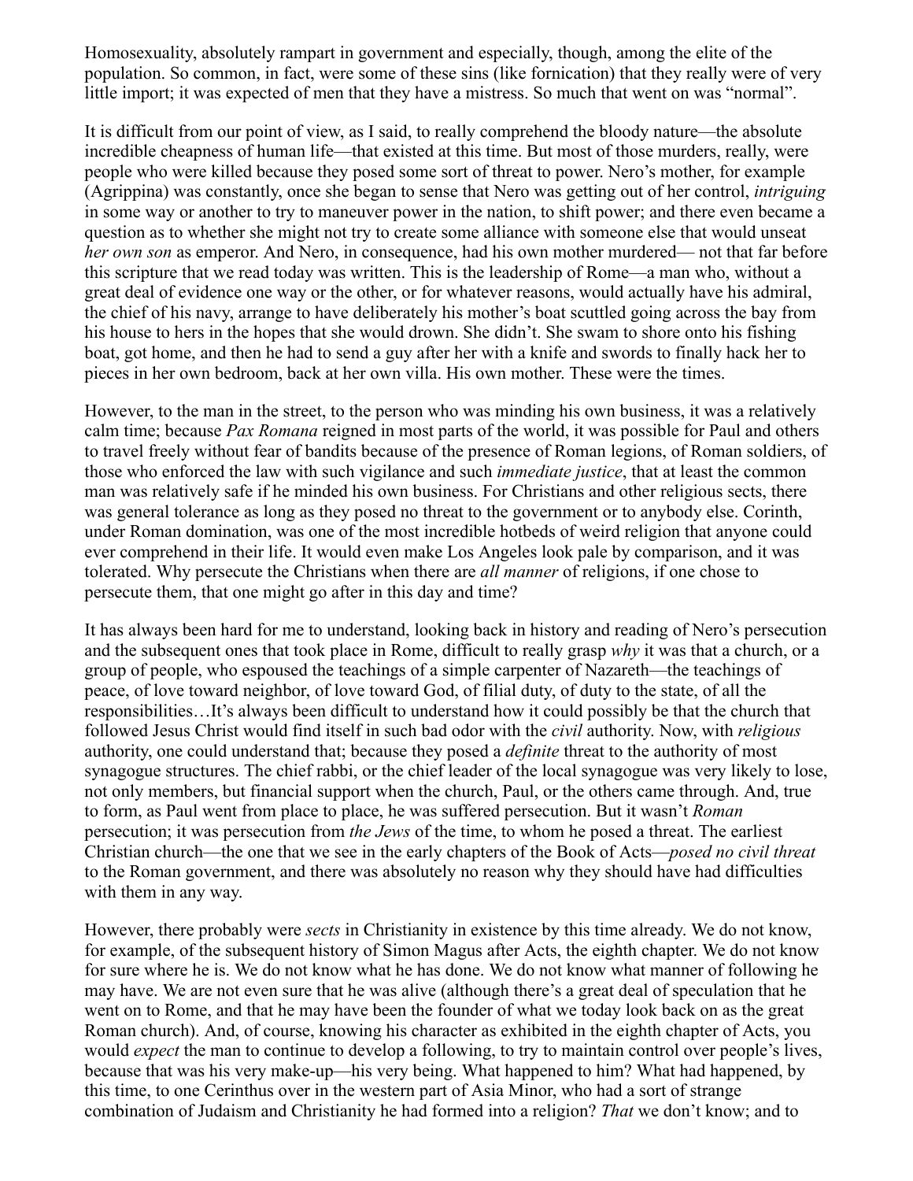Homosexuality, absolutely rampart in government and especially, though, among the elite of the population. So common, in fact, were some of these sins (like fornication) that they really were of very little import; it was expected of men that they have a mistress. So much that went on was "normal".

It is difficult from our point of view, as I said, to really comprehend the bloody nature—the absolute incredible cheapness of human life—that existed at this time. But most of those murders, really, were people who were killed because they posed some sort of threat to power. Nero's mother, for example (Agrippina) was constantly, once she began to sense that Nero was getting out of her control, *intriguing* in some way or another to try to maneuver power in the nation, to shift power; and there even became a question as to whether she might not try to create some alliance with someone else that would unseat *her own son* as emperor. And Nero, in consequence, had his own mother murdered— not that far before this scripture that we read today was written. This is the leadership of Rome—a man who, without a great deal of evidence one way or the other, or for whatever reasons, would actually have his admiral, the chief of his navy, arrange to have deliberately his mother's boat scuttled going across the bay from his house to hers in the hopes that she would drown. She didn't. She swam to shore onto his fishing boat, got home, and then he had to send a guy after her with a knife and swords to finally hack her to pieces in her own bedroom, back at her own villa. His own mother. These were the times.

However, to the man in the street, to the person who was minding his own business, it was a relatively calm time; because *Pax Romana* reigned in most parts of the world, it was possible for Paul and others to travel freely without fear of bandits because of the presence of Roman legions, of Roman soldiers, of those who enforced the law with such vigilance and such *immediate justice*, that at least the common man was relatively safe if he minded his own business. For Christians and other religious sects, there was general tolerance as long as they posed no threat to the government or to anybody else. Corinth, under Roman domination, was one of the most incredible hotbeds of weird religion that anyone could ever comprehend in their life. It would even make Los Angeles look pale by comparison, and it was tolerated. Why persecute the Christians when there are *all manner* of religions, if one chose to persecute them, that one might go after in this day and time?

It has always been hard for me to understand, looking back in history and reading of Nero's persecution and the subsequent ones that took place in Rome, difficult to really grasp *why* it was that a church, or a group of people, who espoused the teachings of a simple carpenter of Nazareth—the teachings of peace, of love toward neighbor, of love toward God, of filial duty, of duty to the state, of all the responsibilities…It's always been difficult to understand how it could possibly be that the church that followed Jesus Christ would find itself in such bad odor with the *civil* authority. Now, with *religious* authority, one could understand that; because they posed a *definite* threat to the authority of most synagogue structures. The chief rabbi, or the chief leader of the local synagogue was very likely to lose, not only members, but financial support when the church, Paul, or the others came through. And, true to form, as Paul went from place to place, he was suffered persecution. But it wasn't *Roman* persecution; it was persecution from *the Jews* of the time, to whom he posed a threat. The earliest Christian church—the one that we see in the early chapters of the Book of Acts—*posed no civil threat* to the Roman government, and there was absolutely no reason why they should have had difficulties with them in any way.

However, there probably were *sects* in Christianity in existence by this time already. We do not know, for example, of the subsequent history of Simon Magus after Acts, the eighth chapter. We do not know for sure where he is. We do not know what he has done. We do not know what manner of following he may have. We are not even sure that he was alive (although there's a great deal of speculation that he went on to Rome, and that he may have been the founder of what we today look back on as the great Roman church). And, of course, knowing his character as exhibited in the eighth chapter of Acts, you would *expect* the man to continue to develop a following, to try to maintain control over people's lives, because that was his very make-up—his very being. What happened to him? What had happened, by this time, to one Cerinthus over in the western part of Asia Minor, who had a sort of strange combination of Judaism and Christianity he had formed into a religion? *That* we don't know; and to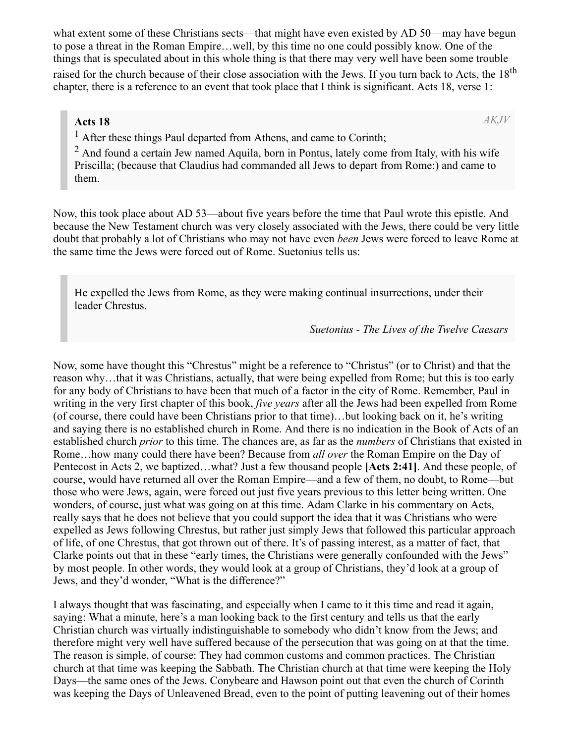what extent some of these Christians sects—that might have even existed by AD 50—may have begun to pose a threat in the Roman Empire…well, by this time no one could possibly know. One of the things that is speculated about in this whole thing is that there may very well have been some trouble raised for the church because of their close association with the Jews. If you turn back to Acts, the 18th chapter, there is a reference to an event that took place that I think is significant. Acts 18, verse 1:

> **Acts 18** *AKJV*
>
> [1] After these things Paul departed from Athens, and came to Corinth;
>
> [2] And found a certain Jew named Aquila, born in Pontus, lately come from Italy, with his wife Priscilla; (because that Claudius had commanded all Jews to depart from Rome:) and came to them.

Now, this took place about AD 53—about five years before the time that Paul wrote this epistle. And because the New Testament church was very closely associated with the Jews, there could be very little doubt that probably a lot of Christians who may not have even *been* Jews were forced to leave Rome at the same time the Jews were forced out of Rome. Suetonius tells us:

> He expelled the Jews from Rome, as they were making continual insurrections, under their leader Chrestus.
>
> *Suetonius - The Lives of the Twelve Caesars*

Now, some have thought this "Chrestus" might be a reference to "Christus" (or to Christ) and that the reason why…that it was Christians, actually, that were being expelled from Rome; but this is too early for any body of Christians to have been that much of a factor in the city of Rome. Remember, Paul in writing in the very first chapter of this book, *five years* after all the Jews had been expelled from Rome (of course, there could have been Christians prior to that time)…but looking back on it, he's writing and saying there is no established church in Rome. And there is no indication in the Book of Acts of an established church *prior* to this time. The chances are, as far as the *numbers* of Christians that existed in Rome…how many could there have been? Because from *all over* the Roman Empire on the Day of Pentecost in Acts 2, we baptized…what? Just a few thousand people **[Acts 2:41]**. And these people, of course, would have returned all over the Roman Empire—and a few of them, no doubt, to Rome—but those who were Jews, again, were forced out just five years previous to this letter being written. One wonders, of course, just what was going on at this time. Adam Clarke in his commentary on Acts, really says that he does not believe that you could support the idea that it was Christians who were expelled as Jews following Chrestus, but rather just simply Jews that followed this particular approach of life, of one Chrestus, that got thrown out of there. It's of passing interest, as a matter of fact, that Clarke points out that in these "early times, the Christians were generally confounded with the Jews" by most people. In other words, they would look at a group of Christians, they'd look at a group of Jews, and they'd wonder, "What is the difference?"

I always thought that was fascinating, and especially when I came to it this time and read it again, saying: What a minute, here's a man looking back to the first century and tells us that the early Christian church was virtually indistinguishable to somebody who didn't know from the Jews; and therefore might very well have suffered because of the persecution that was going on at that the time. The reason is simple, of course: They had common customs and common practices. The Christian church at that time was keeping the Sabbath. The Christian church at that time were keeping the Holy Days—the same ones of the Jews. Conybeare and Hawson point out that even the church of Corinth was keeping the Days of Unleavened Bread, even to the point of putting leavening out of their homes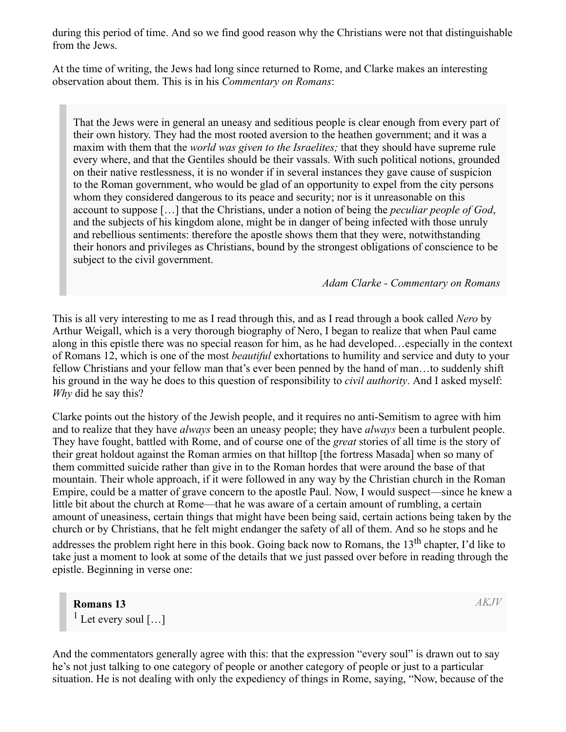during this period of time. And so we find good reason why the Christians were not that distinguishable from the Jews.

At the time of writing, the Jews had long since returned to Rome, and Clarke makes an interesting observation about them. This is in his *Commentary on Romans*:

> That the Jews were in general an uneasy and seditious people is clear enough from every part of their own history. They had the most rooted aversion to the heathen government; and it was a maxim with them that the *world was given to the Israelites;* that they should have supreme rule every where, and that the Gentiles should be their vassals. With such political notions, grounded on their native restlessness, it is no wonder if in several instances they gave cause of suspicion to the Roman government, who would be glad of an opportunity to expel from the city persons whom they considered dangerous to its peace and security; nor is it unreasonable on this account to suppose […] that the Christians, under a notion of being the *peculiar people of God*, and the subjects of his kingdom alone, might be in danger of being infected with those unruly and rebellious sentiments: therefore the apostle shows them that they were, notwithstanding their honors and privileges as Christians, bound by the strongest obligations of conscience to be subject to the civil government.
>
> *Adam Clarke - Commentary on Romans*

This is all very interesting to me as I read through this, and as I read through a book called *Nero* by Arthur Weigall, which is a very thorough biography of Nero, I began to realize that when Paul came along in this epistle there was no special reason for him, as he had developed…especially in the context of Romans 12, which is one of the most *beautiful* exhortations to humility and service and duty to your fellow Christians and your fellow man that's ever been penned by the hand of man…to suddenly shift his ground in the way he does to this question of responsibility to *civil authority*. And I asked myself: *Why* did he say this?

Clarke points out the history of the Jewish people, and it requires no anti-Semitism to agree with him and to realize that they have *always* been an uneasy people; they have *always* been a turbulent people. They have fought, battled with Rome, and of course one of the *great* stories of all time is the story of their great holdout against the Roman armies on that hilltop [the fortress Masada] when so many of them committed suicide rather than give in to the Roman hordes that were around the base of that mountain. Their whole approach, if it were followed in any way by the Christian church in the Roman Empire, could be a matter of grave concern to the apostle Paul. Now, I would suspect—since he knew a little bit about the church at Rome—that he was aware of a certain amount of rumbling, a certain amount of uneasiness, certain things that might have been being said, certain actions being taken by the church or by Christians, that he felt might endanger the safety of all of them. And so he stops and he addresses the problem right here in this book. Going back now to Romans, the 13th chapter, I'd like to take just a moment to look at some of the details that we just passed over before in reading through the epistle. Beginning in verse one:

> **Romans 13** *AKJV*
> [1] Let every soul […]

And the commentators generally agree with this: that the expression "every soul" is drawn out to say he's not just talking to one category of people or another category of people or just to a particular situation. He is not dealing with only the expediency of things in Rome, saying, "Now, because of the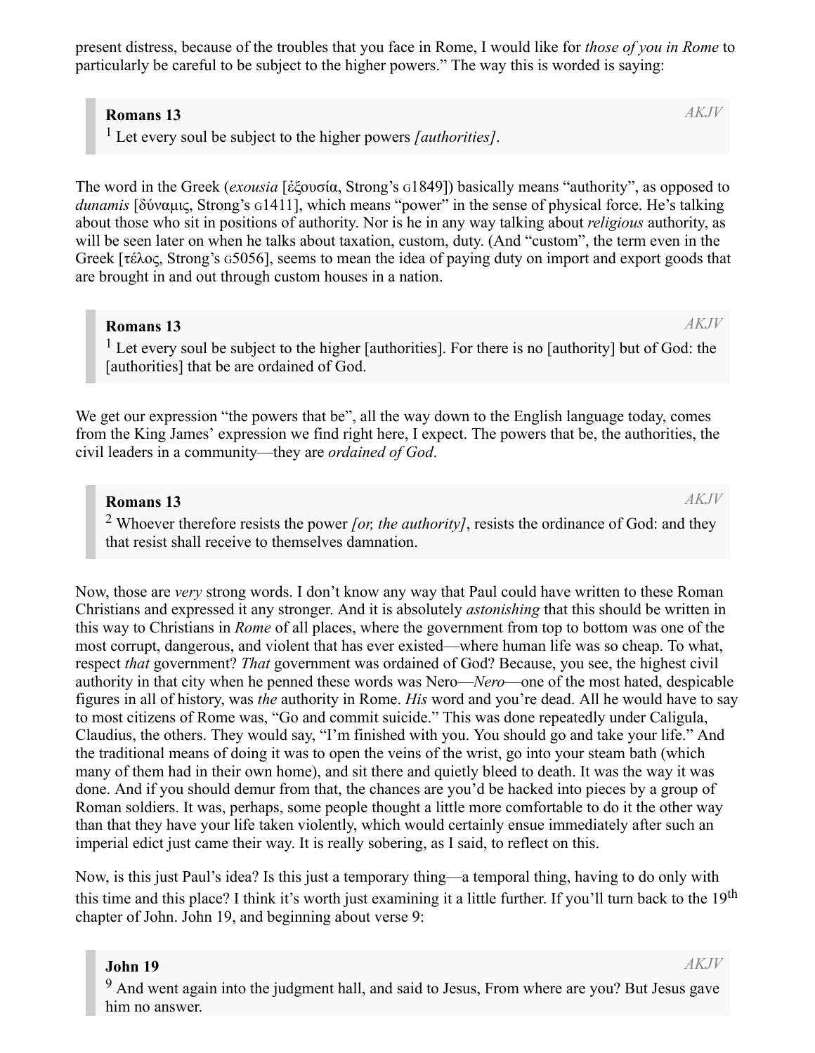present distress, because of the troubles that you face in Rome, I would like for *those of you in Rome* to particularly be careful to be subject to the higher powers." The way this is worded is saying:

> **Romans 13** *AKJV*
> [1] Let every soul be subject to the higher powers *[authorities]*.

The word in the Greek (*exousia* [ἐξουσία, Strong's G1849]) basically means "authority", as opposed to *dunamis* [δύναμις, Strong's G1411], which means "power" in the sense of physical force. He's talking about those who sit in positions of authority. Nor is he in any way talking about *religious* authority, as will be seen later on when he talks about taxation, custom, duty. (And "custom", the term even in the Greek [τέλος, Strong's G5056], seems to mean the idea of paying duty on import and export goods that are brought in and out through custom houses in a nation.

> **Romans 13** *AKJV*
> [1] Let every soul be subject to the higher [authorities]. For there is no [authority] but of God: the [authorities] that be are ordained of God.

We get our expression "the powers that be", all the way down to the English language today, comes from the King James' expression we find right here, I expect. The powers that be, the authorities, the civil leaders in a community—they are *ordained of God*.

> **Romans 13** *AKJV*
> [2] Whoever therefore resists the power *[or, the authority]*, resists the ordinance of God: and they that resist shall receive to themselves damnation.

Now, those are *very* strong words. I don't know any way that Paul could have written to these Roman Christians and expressed it any stronger. And it is absolutely *astonishing* that this should be written in this way to Christians in *Rome* of all places, where the government from top to bottom was one of the most corrupt, dangerous, and violent that has ever existed—where human life was so cheap. To what, respect *that* government? *That* government was ordained of God? Because, you see, the highest civil authority in that city when he penned these words was Nero—*Nero*—one of the most hated, despicable figures in all of history, was *the* authority in Rome. *His* word and you're dead. All he would have to say to most citizens of Rome was, "Go and commit suicide." This was done repeatedly under Caligula, Claudius, the others. They would say, "I'm finished with you. You should go and take your life." And the traditional means of doing it was to open the veins of the wrist, go into your steam bath (which many of them had in their own home), and sit there and quietly bleed to death. It was the way it was done. And if you should demur from that, the chances are you'd be hacked into pieces by a group of Roman soldiers. It was, perhaps, some people thought a little more comfortable to do it the other way than that they have your life taken violently, which would certainly ensue immediately after such an imperial edict just came their way. It is really sobering, as I said, to reflect on this.

Now, is this just Paul's idea? Is this just a temporary thing—a temporal thing, having to do only with this time and this place? I think it's worth just examining it a little further. If you'll turn back to the 19th chapter of John. John 19, and beginning about verse 9:

> **John 19** *AKJV*
> [9] And went again into the judgment hall, and said to Jesus, From where are you? But Jesus gave him no answer.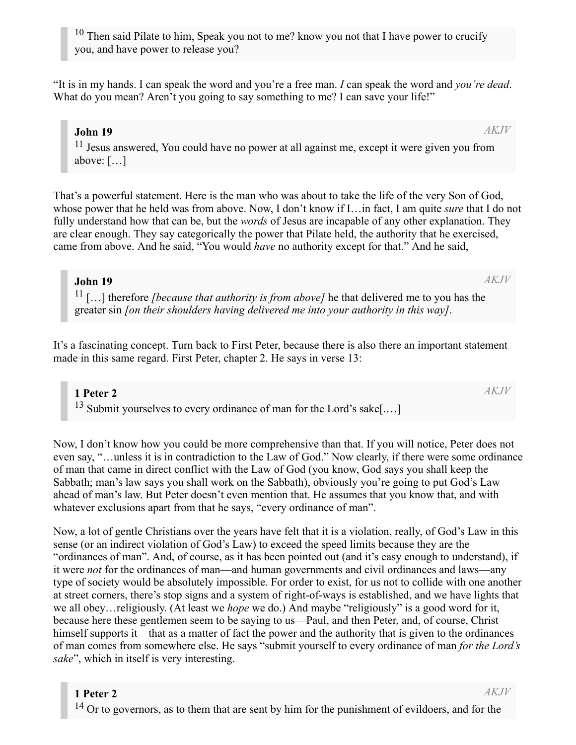> [10] Then said Pilate to him, Speak you not to me? know you not that I have power to crucify you, and have power to release you?

"It is in my hands. I can speak the word and you're a free man. *I* can speak the word and *you're dead*. What do you mean? Aren't you going to say something to me? I can save your life!"

> **John 19** *AKJV*
> [11] Jesus answered, You could have no power at all against me, except it were given you from above: […]

That's a powerful statement. Here is the man who was about to take the life of the very Son of God, whose power that he held was from above. Now, I don't know if I…in fact, I am quite *sure* that I do not fully understand how that can be, but the *words* of Jesus are incapable of any other explanation. They are clear enough. They say categorically the power that Pilate held, the authority that he exercised, came from above. And he said, "You would *have* no authority except for that." And he said,

> **John 19** *AKJV*
> [11] […] therefore *[because that authority is from above]* he that delivered me to you has the greater sin *[on their shoulders having delivered me into your authority in this way]*.

It's a fascinating concept. Turn back to First Peter, because there is also there an important statement made in this same regard. First Peter, chapter 2. He says in verse 13:

> **1 Peter 2** *AKJV*
> [13] Submit yourselves to every ordinance of man for the Lord's sake[.…]

Now, I don't know how you could be more comprehensive than that. If you will notice, Peter does not even say, "…unless it is in contradiction to the Law of God." Now clearly, if there were some ordinance of man that came in direct conflict with the Law of God (you know, God says you shall keep the Sabbath; man's law says you shall work on the Sabbath), obviously you're going to put God's Law ahead of man's law. But Peter doesn't even mention that. He assumes that you know that, and with whatever exclusions apart from that he says, "every ordinance of man".

Now, a lot of gentle Christians over the years have felt that it is a violation, really, of God's Law in this sense (or an indirect violation of God's Law) to exceed the speed limits because they are the "ordinances of man". And, of course, as it has been pointed out (and it's easy enough to understand), if it were *not* for the ordinances of man—and human governments and civil ordinances and laws—any type of society would be absolutely impossible. For order to exist, for us not to collide with one another at street corners, there's stop signs and a system of right-of-ways is established, and we have lights that we all obey…religiously. (At least we *hope* we do.) And maybe "religiously" is a good word for it, because here these gentlemen seem to be saying to us—Paul, and then Peter, and, of course, Christ himself supports it—that as a matter of fact the power and the authority that is given to the ordinances of man comes from somewhere else. He says "submit yourself to every ordinance of man *for the Lord's sake*", which in itself is very interesting.

> **1 Peter 2** *AKJV*
> [14] Or to governors, as to them that are sent by him for the punishment of evildoers, and for the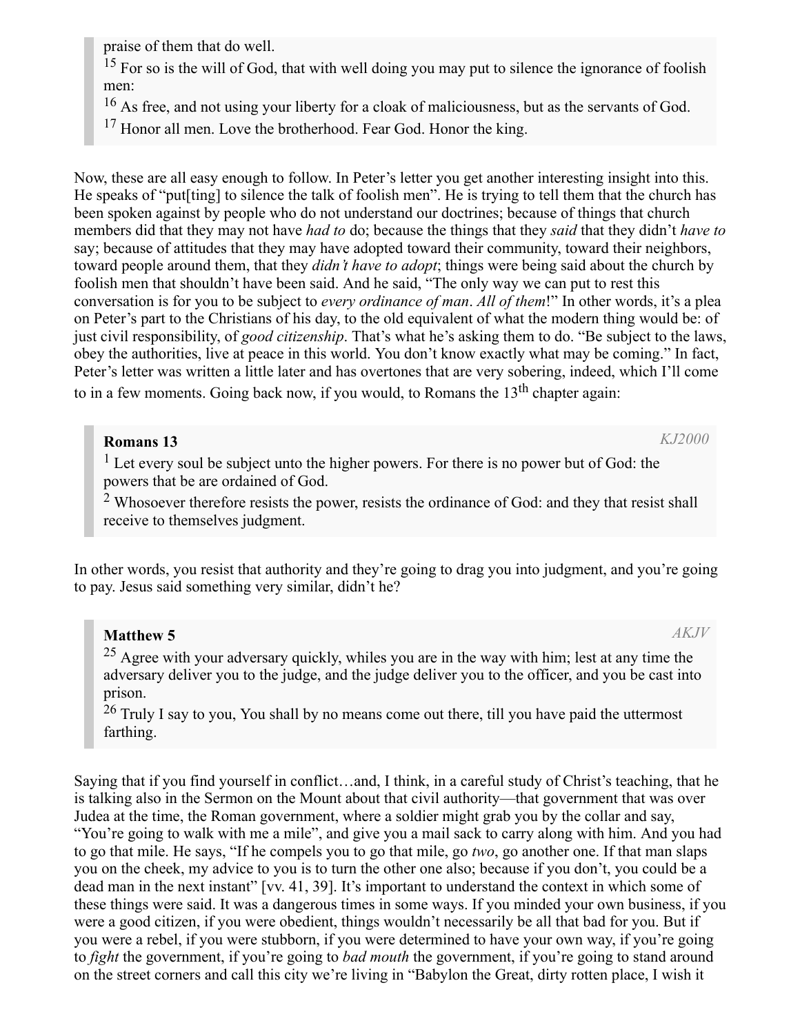> praise of them that do well.
> [15] For so is the will of God, that with well doing you may put to silence the ignorance of foolish men:
> [16] As free, and not using your liberty for a cloak of maliciousness, but as the servants of God.
> [17] Honor all men. Love the brotherhood. Fear God. Honor the king.

Now, these are all easy enough to follow. In Peter's letter you get another interesting insight into this. He speaks of "put[ting] to silence the talk of foolish men". He is trying to tell them that the church has been spoken against by people who do not understand our doctrines; because of things that church members did that they may not have *had to* do; because the things that they *said* that they didn't *have to* say; because of attitudes that they may have adopted toward their community, toward their neighbors, toward people around them, that they *didn't have to adopt*; things were being said about the church by foolish men that shouldn't have been said. And he said, "The only way we can put to rest this conversation is for you to be subject to *every ordinance of man*. *All of them*!" In other words, it's a plea on Peter's part to the Christians of his day, to the old equivalent of what the modern thing would be: of just civil responsibility, of *good citizenship*. That's what he's asking them to do. "Be subject to the laws, obey the authorities, live at peace in this world. You don't know exactly what may be coming." In fact, Peter's letter was written a little later and has overtones that are very sobering, indeed, which I'll come to in a few moments. Going back now, if you would, to Romans the 13th chapter again:

> **Romans 13** *KJ2000*
> [1] Let every soul be subject unto the higher powers. For there is no power but of God: the powers that be are ordained of God.
> [2] Whosoever therefore resists the power, resists the ordinance of God: and they that resist shall receive to themselves judgment.

In other words, you resist that authority and they're going to drag you into judgment, and you're going to pay. Jesus said something very similar, didn't he?

> **Matthew 5** *AKJV*
> [25] Agree with your adversary quickly, whiles you are in the way with him; lest at any time the adversary deliver you to the judge, and the judge deliver you to the officer, and you be cast into prison.
> [26] Truly I say to you, You shall by no means come out there, till you have paid the uttermost farthing.

Saying that if you find yourself in conflict…and, I think, in a careful study of Christ's teaching, that he is talking also in the Sermon on the Mount about that civil authority—that government that was over Judea at the time, the Roman government, where a soldier might grab you by the collar and say, "You're going to walk with me a mile", and give you a mail sack to carry along with him. And you had to go that mile. He says, "If he compels you to go that mile, go *two*, go another one. If that man slaps you on the cheek, my advice to you is to turn the other one also; because if you don't, you could be a dead man in the next instant" [vv. 41, 39]. It's important to understand the context in which some of these things were said. It was a dangerous times in some ways. If you minded your own business, if you were a good citizen, if you were obedient, things wouldn't necessarily be all that bad for you. But if you were a rebel, if you were stubborn, if you were determined to have your own way, if you're going to *fight* the government, if you're going to *bad mouth* the government, if you're going to stand around on the street corners and call this city we're living in "Babylon the Great, dirty rotten place, I wish it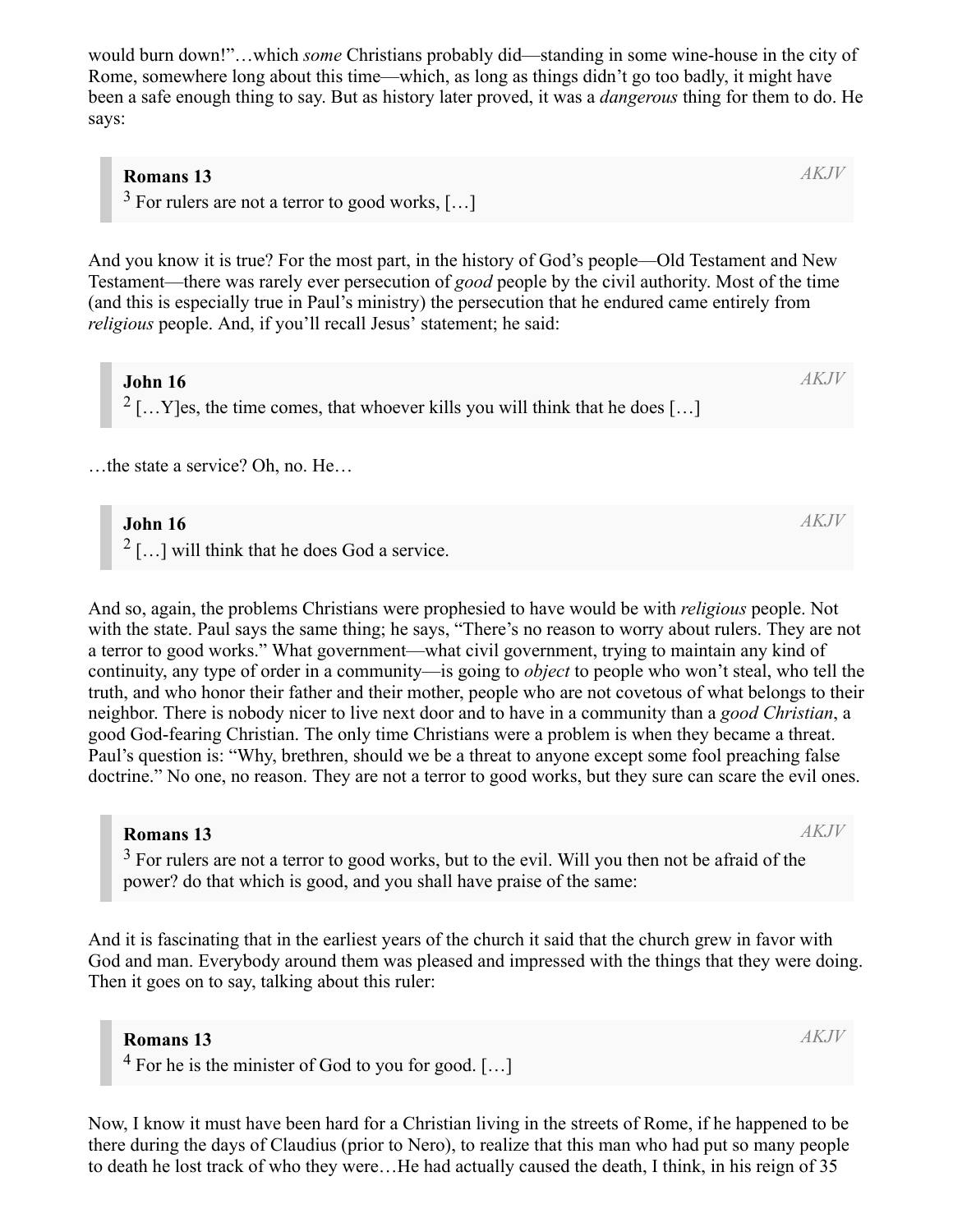would burn down!"…which *some* Christians probably did—standing in some wine-house in the city of Rome, somewhere long about this time—which, as long as things didn't go too badly, it might have been a safe enough thing to say. But as history later proved, it was a *dangerous* thing for them to do. He says:

> **Romans 13** *AKJV*
> 3 For rulers are not a terror to good works, […]

And you know it is true? For the most part, in the history of God's people—Old Testament and New Testament—there was rarely ever persecution of *good* people by the civil authority. Most of the time (and this is especially true in Paul's ministry) the persecution that he endured came entirely from *religious* people. And, if you'll recall Jesus' statement; he said:

> **John 16** *AKJV*
> 2 […Y]es, the time comes, that whoever kills you will think that he does […]

…the state a service? Oh, no. He…

> **John 16** *AKJV*
> 2 […] will think that he does God a service.

And so, again, the problems Christians were prophesied to have would be with *religious* people. Not with the state. Paul says the same thing; he says, "There's no reason to worry about rulers. They are not a terror to good works." What government—what civil government, trying to maintain any kind of continuity, any type of order in a community—is going to *object* to people who won't steal, who tell the truth, and who honor their father and their mother, people who are not covetous of what belongs to their neighbor. There is nobody nicer to live next door and to have in a community than a *good Christian*, a good God-fearing Christian. The only time Christians were a problem is when they became a threat. Paul's question is: "Why, brethren, should we be a threat to anyone except some fool preaching false doctrine." No one, no reason. They are not a terror to good works, but they sure can scare the evil ones.

> **Romans 13** *AKJV*
> 3 For rulers are not a terror to good works, but to the evil. Will you then not be afraid of the power? do that which is good, and you shall have praise of the same:

And it is fascinating that in the earliest years of the church it said that the church grew in favor with God and man. Everybody around them was pleased and impressed with the things that they were doing. Then it goes on to say, talking about this ruler:

> **Romans 13** *AKJV*
> 4 For he is the minister of God to you for good. […]

Now, I know it must have been hard for a Christian living in the streets of Rome, if he happened to be there during the days of Claudius (prior to Nero), to realize that this man who had put so many people to death he lost track of who they were…He had actually caused the death, I think, in his reign of 35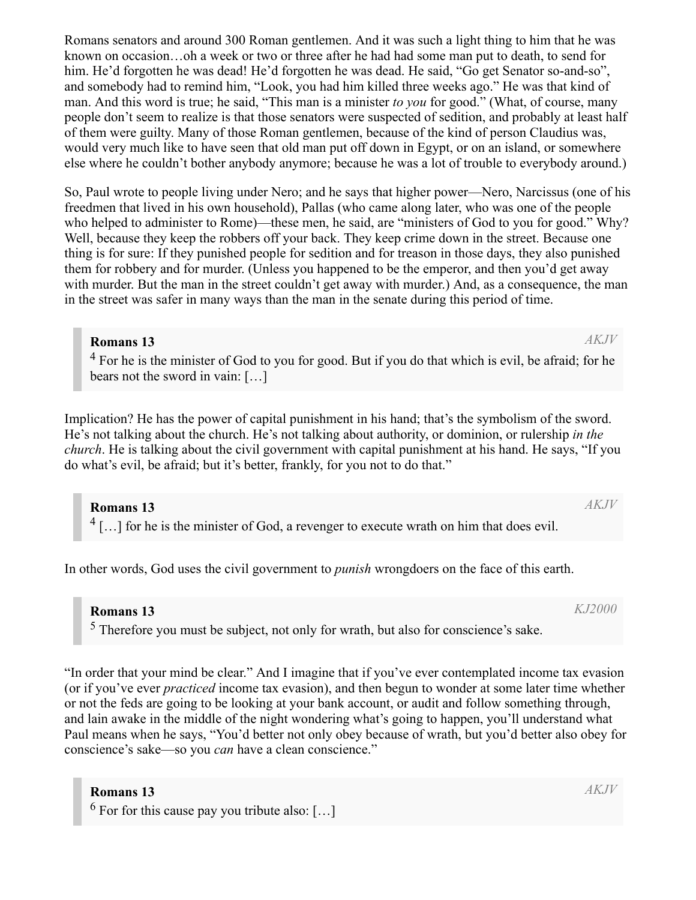Romans senators and around 300 Roman gentlemen. And it was such a light thing to him that he was known on occasion…oh a week or two or three after he had had some man put to death, to send for him. He'd forgotten he was dead! He'd forgotten he was dead. He said, "Go get Senator so-and-so", and somebody had to remind him, "Look, you had him killed three weeks ago." He was that kind of man. And this word is true; he said, "This man is a minister *to you* for good." (What, of course, many people don't seem to realize is that those senators were suspected of sedition, and probably at least half of them were guilty. Many of those Roman gentlemen, because of the kind of person Claudius was, would very much like to have seen that old man put off down in Egypt, or on an island, or somewhere else where he couldn't bother anybody anymore; because he was a lot of trouble to everybody around.)

So, Paul wrote to people living under Nero; and he says that higher power—Nero, Narcissus (one of his freedmen that lived in his own household), Pallas (who came along later, who was one of the people who helped to administer to Rome)—these men, he said, are "ministers of God to you for good." Why? Well, because they keep the robbers off your back. They keep crime down in the street. Because one thing is for sure: If they punished people for sedition and for treason in those days, they also punished them for robbery and for murder. (Unless you happened to be the emperor, and then you'd get away with murder. But the man in the street couldn't get away with murder.) And, as a consequence, the man in the street was safer in many ways than the man in the senate during this period of time.

> **Romans 13** *AKJV*
> [4] For he is the minister of God to you for good. But if you do that which is evil, be afraid; for he bears not the sword in vain: […]

Implication? He has the power of capital punishment in his hand; that's the symbolism of the sword. He's not talking about the church. He's not talking about authority, or dominion, or rulership *in the church*. He is talking about the civil government with capital punishment at his hand. He says, "If you do what's evil, be afraid; but it's better, frankly, for you not to do that."

> **Romans 13** *AKJV*
> [4] […] for he is the minister of God, a revenger to execute wrath on him that does evil.

In other words, God uses the civil government to *punish* wrongdoers on the face of this earth.

> **Romans 13** *KJ2000*
> [5] Therefore you must be subject, not only for wrath, but also for conscience's sake.

"In order that your mind be clear." And I imagine that if you've ever contemplated income tax evasion (or if you've ever *practiced* income tax evasion), and then begun to wonder at some later time whether or not the feds are going to be looking at your bank account, or audit and follow something through, and lain awake in the middle of the night wondering what's going to happen, you'll understand what Paul means when he says, "You'd better not only obey because of wrath, but you'd better also obey for conscience's sake—so you *can* have a clean conscience."

> **Romans 13** *AKJV*
> [6] For for this cause pay you tribute also: […]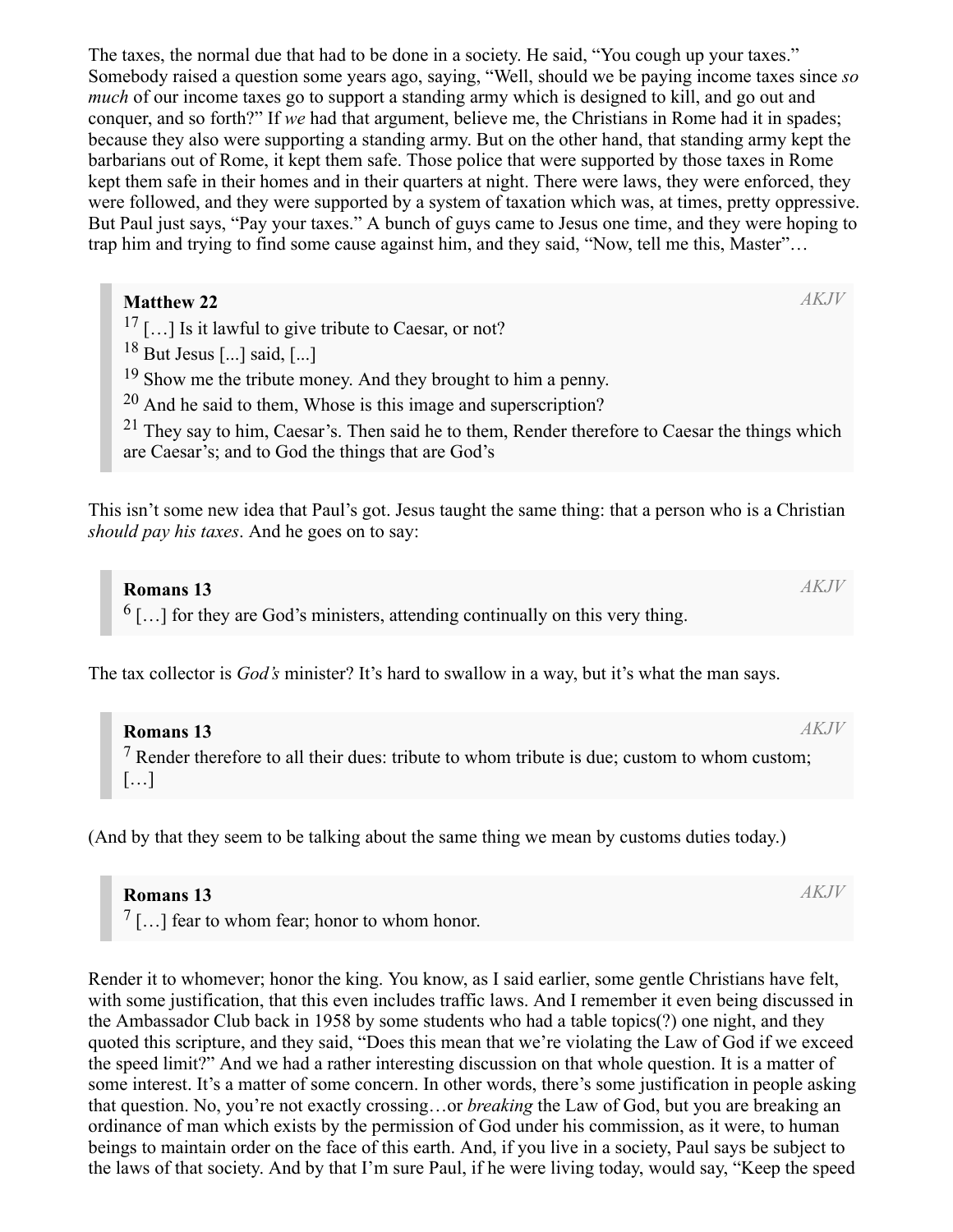The taxes, the normal due that had to be done in a society. He said, "You cough up your taxes." Somebody raised a question some years ago, saying, "Well, should we be paying income taxes since *so much* of our income taxes go to support a standing army which is designed to kill, and go out and conquer, and so forth?" If *we* had that argument, believe me, the Christians in Rome had it in spades; because they also were supporting a standing army. But on the other hand, that standing army kept the barbarians out of Rome, it kept them safe. Those police that were supported by those taxes in Rome kept them safe in their homes and in their quarters at night. There were laws, they were enforced, they were followed, and they were supported by a system of taxation which was, at times, pretty oppressive. But Paul just says, "Pay your taxes." A bunch of guys came to Jesus one time, and they were hoping to trap him and trying to find some cause against him, and they said, "Now, tell me this, Master"…

> **Matthew 22** *AKJV*
> 17 […] Is it lawful to give tribute to Caesar, or not?
> 18 But Jesus [...] said, [...]
> 19 Show me the tribute money. And they brought to him a penny.
> 20 And he said to them, Whose is this image and superscription?
> 21 They say to him, Caesar's. Then said he to them, Render therefore to Caesar the things which are Caesar's; and to God the things that are God's

This isn't some new idea that Paul's got. Jesus taught the same thing: that a person who is a Christian *should pay his taxes*. And he goes on to say:

> **Romans 13** *AKJV*
> 6 […] for they are God's ministers, attending continually on this very thing.

The tax collector is *God's* minister? It's hard to swallow in a way, but it's what the man says.

> **Romans 13** *AKJV*
> 7 Render therefore to all their dues: tribute to whom tribute is due; custom to whom custom; […]

(And by that they seem to be talking about the same thing we mean by customs duties today.)

> **Romans 13** *AKJV*
> 7 […] fear to whom fear; honor to whom honor.

Render it to whomever; honor the king. You know, as I said earlier, some gentle Christians have felt, with some justification, that this even includes traffic laws. And I remember it even being discussed in the Ambassador Club back in 1958 by some students who had a table topics(?) one night, and they quoted this scripture, and they said, "Does this mean that we're violating the Law of God if we exceed the speed limit?" And we had a rather interesting discussion on that whole question. It is a matter of some interest. It's a matter of some concern. In other words, there's some justification in people asking that question. No, you're not exactly crossing…or *breaking* the Law of God, but you are breaking an ordinance of man which exists by the permission of God under his commission, as it were, to human beings to maintain order on the face of this earth. And, if you live in a society, Paul says be subject to the laws of that society. And by that I'm sure Paul, if he were living today, would say, "Keep the speed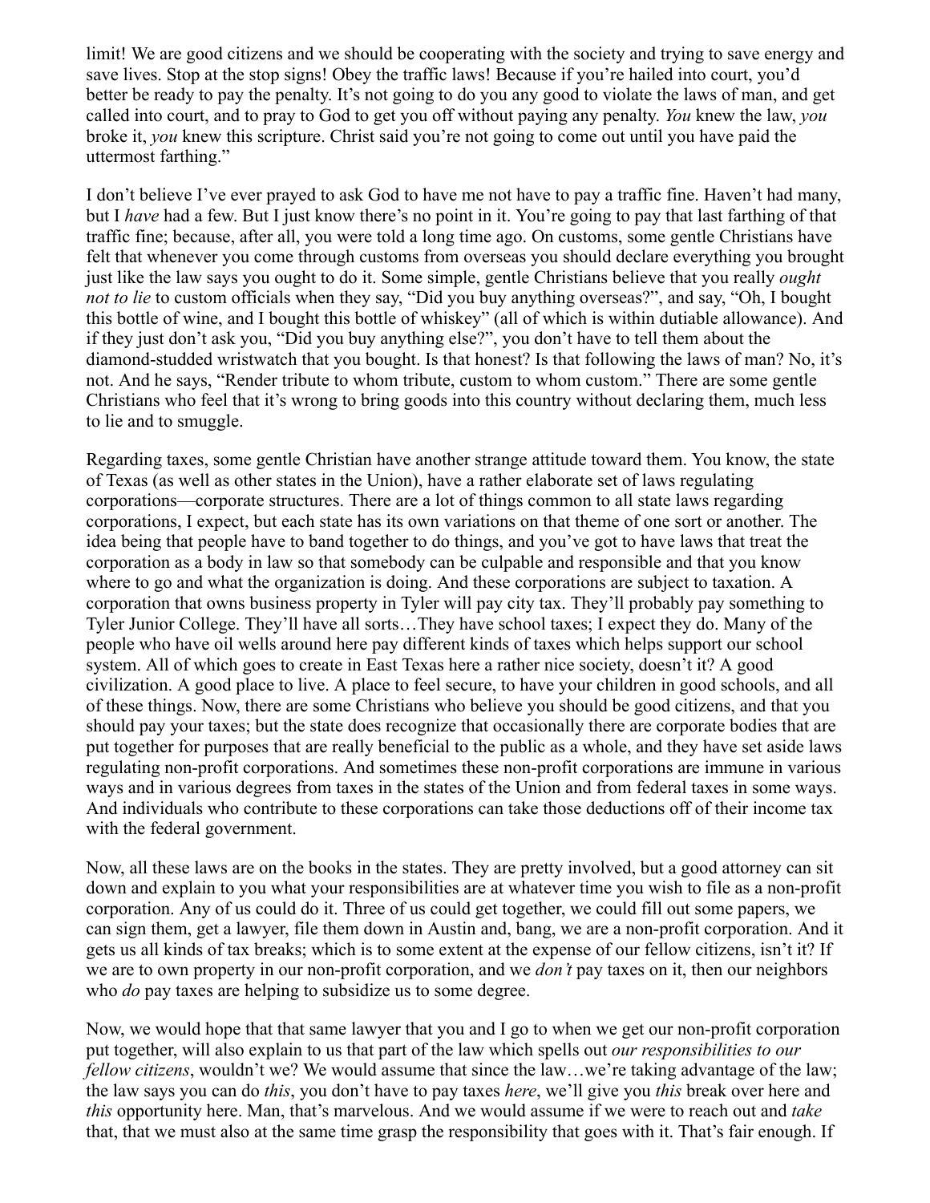limit! We are good citizens and we should be cooperating with the society and trying to save energy and save lives. Stop at the stop signs! Obey the traffic laws! Because if you're hailed into court, you'd better be ready to pay the penalty. It's not going to do you any good to violate the laws of man, and get called into court, and to pray to God to get you off without paying any penalty. *You* knew the law, *you* broke it, *you* knew this scripture. Christ said you're not going to come out until you have paid the uttermost farthing."

I don't believe I've ever prayed to ask God to have me not have to pay a traffic fine. Haven't had many, but I *have* had a few. But I just know there's no point in it. You're going to pay that last farthing of that traffic fine; because, after all, you were told a long time ago. On customs, some gentle Christians have felt that whenever you come through customs from overseas you should declare everything you brought just like the law says you ought to do it. Some simple, gentle Christians believe that you really *ought not to lie* to custom officials when they say, "Did you buy anything overseas?", and say, "Oh, I bought this bottle of wine, and I bought this bottle of whiskey" (all of which is within dutiable allowance). And if they just don't ask you, "Did you buy anything else?", you don't have to tell them about the diamond-studded wristwatch that you bought. Is that honest? Is that following the laws of man? No, it's not. And he says, "Render tribute to whom tribute, custom to whom custom." There are some gentle Christians who feel that it's wrong to bring goods into this country without declaring them, much less to lie and to smuggle.

Regarding taxes, some gentle Christian have another strange attitude toward them. You know, the state of Texas (as well as other states in the Union), have a rather elaborate set of laws regulating corporations—corporate structures. There are a lot of things common to all state laws regarding corporations, I expect, but each state has its own variations on that theme of one sort or another. The idea being that people have to band together to do things, and you've got to have laws that treat the corporation as a body in law so that somebody can be culpable and responsible and that you know where to go and what the organization is doing. And these corporations are subject to taxation. A corporation that owns business property in Tyler will pay city tax. They'll probably pay something to Tyler Junior College. They'll have all sorts…They have school taxes; I expect they do. Many of the people who have oil wells around here pay different kinds of taxes which helps support our school system. All of which goes to create in East Texas here a rather nice society, doesn't it? A good civilization. A good place to live. A place to feel secure, to have your children in good schools, and all of these things. Now, there are some Christians who believe you should be good citizens, and that you should pay your taxes; but the state does recognize that occasionally there are corporate bodies that are put together for purposes that are really beneficial to the public as a whole, and they have set aside laws regulating non-profit corporations. And sometimes these non-profit corporations are immune in various ways and in various degrees from taxes in the states of the Union and from federal taxes in some ways. And individuals who contribute to these corporations can take those deductions off of their income tax with the federal government.

Now, all these laws are on the books in the states. They are pretty involved, but a good attorney can sit down and explain to you what your responsibilities are at whatever time you wish to file as a non-profit corporation. Any of us could do it. Three of us could get together, we could fill out some papers, we can sign them, get a lawyer, file them down in Austin and, bang, we are a non-profit corporation. And it gets us all kinds of tax breaks; which is to some extent at the expense of our fellow citizens, isn't it? If we are to own property in our non-profit corporation, and we *don't* pay taxes on it, then our neighbors who *do* pay taxes are helping to subsidize us to some degree.

Now, we would hope that that same lawyer that you and I go to when we get our non-profit corporation put together, will also explain to us that part of the law which spells out *our responsibilities to our fellow citizens*, wouldn't we? We would assume that since the law…we're taking advantage of the law; the law says you can do *this*, you don't have to pay taxes *here*, we'll give you *this* break over here and *this* opportunity here. Man, that's marvelous. And we would assume if we were to reach out and *take* that, that we must also at the same time grasp the responsibility that goes with it. That's fair enough. If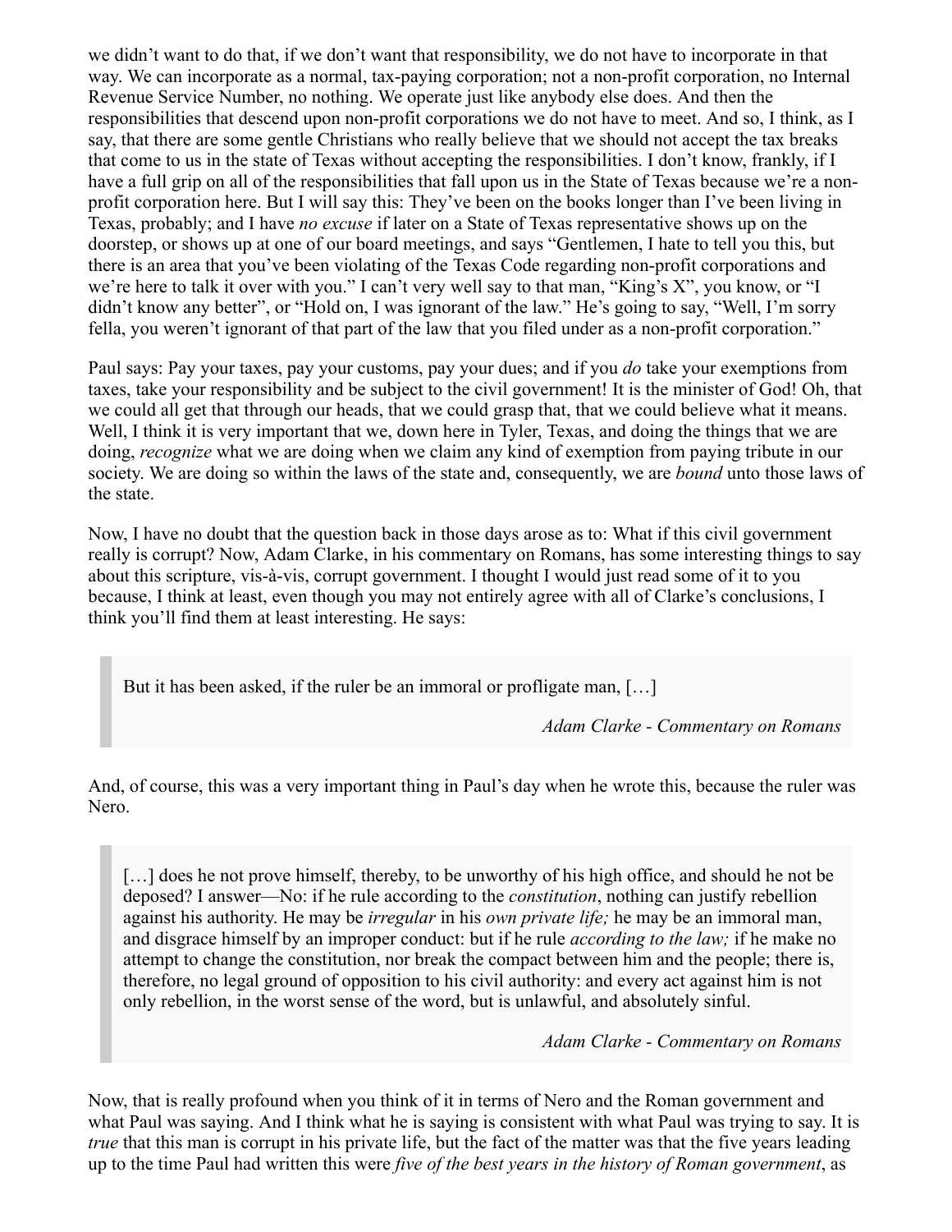we didn't want to do that, if we don't want that responsibility, we do not have to incorporate in that way. We can incorporate as a normal, tax-paying corporation; not a non-profit corporation, no Internal Revenue Service Number, no nothing. We operate just like anybody else does. And then the responsibilities that descend upon non-profit corporations we do not have to meet. And so, I think, as I say, that there are some gentle Christians who really believe that we should not accept the tax breaks that come to us in the state of Texas without accepting the responsibilities. I don't know, frankly, if I have a full grip on all of the responsibilities that fall upon us in the State of Texas because we're a non-profit corporation here. But I will say this: They've been on the books longer than I've been living in Texas, probably; and I have *no excuse* if later on a State of Texas representative shows up on the doorstep, or shows up at one of our board meetings, and says "Gentlemen, I hate to tell you this, but there is an area that you've been violating of the Texas Code regarding non-profit corporations and we're here to talk it over with you." I can't very well say to that man, "King's X", you know, or "I didn't know any better", or "Hold on, I was ignorant of the law." He's going to say, "Well, I'm sorry fella, you weren't ignorant of that part of the law that you filed under as a non-profit corporation."

Paul says: Pay your taxes, pay your customs, pay your dues; and if you *do* take your exemptions from taxes, take your responsibility and be subject to the civil government! It is the minister of God! Oh, that we could all get that through our heads, that we could grasp that, that we could believe what it means. Well, I think it is very important that we, down here in Tyler, Texas, and doing the things that we are doing, *recognize* what we are doing when we claim any kind of exemption from paying tribute in our society. We are doing so within the laws of the state and, consequently, we are *bound* unto those laws of the state.

Now, I have no doubt that the question back in those days arose as to: What if this civil government really is corrupt? Now, Adam Clarke, in his commentary on Romans, has some interesting things to say about this scripture, vis-à-vis, corrupt government. I thought I would just read some of it to you because, I think at least, even though you may not entirely agree with all of Clarke's conclusions, I think you'll find them at least interesting. He says:

> But it has been asked, if the ruler be an immoral or profligate man, […]
>
> *Adam Clarke - Commentary on Romans*

And, of course, this was a very important thing in Paul's day when he wrote this, because the ruler was Nero.

> […] does he not prove himself, thereby, to be unworthy of his high office, and should he not be deposed? I answer—No: if he rule according to the *constitution*, nothing can justify rebellion against his authority. He may be *irregular* in his *own private life;* he may be an immoral man, and disgrace himself by an improper conduct: but if he rule *according to the law;* if he make no attempt to change the constitution, nor break the compact between him and the people; there is, therefore, no legal ground of opposition to his civil authority: and every act against him is not only rebellion, in the worst sense of the word, but is unlawful, and absolutely sinful.
>
> *Adam Clarke - Commentary on Romans*

Now, that is really profound when you think of it in terms of Nero and the Roman government and what Paul was saying. And I think what he is saying is consistent with what Paul was trying to say. It is *true* that this man is corrupt in his private life, but the fact of the matter was that the five years leading up to the time Paul had written this were *five of the best years in the history of Roman government*, as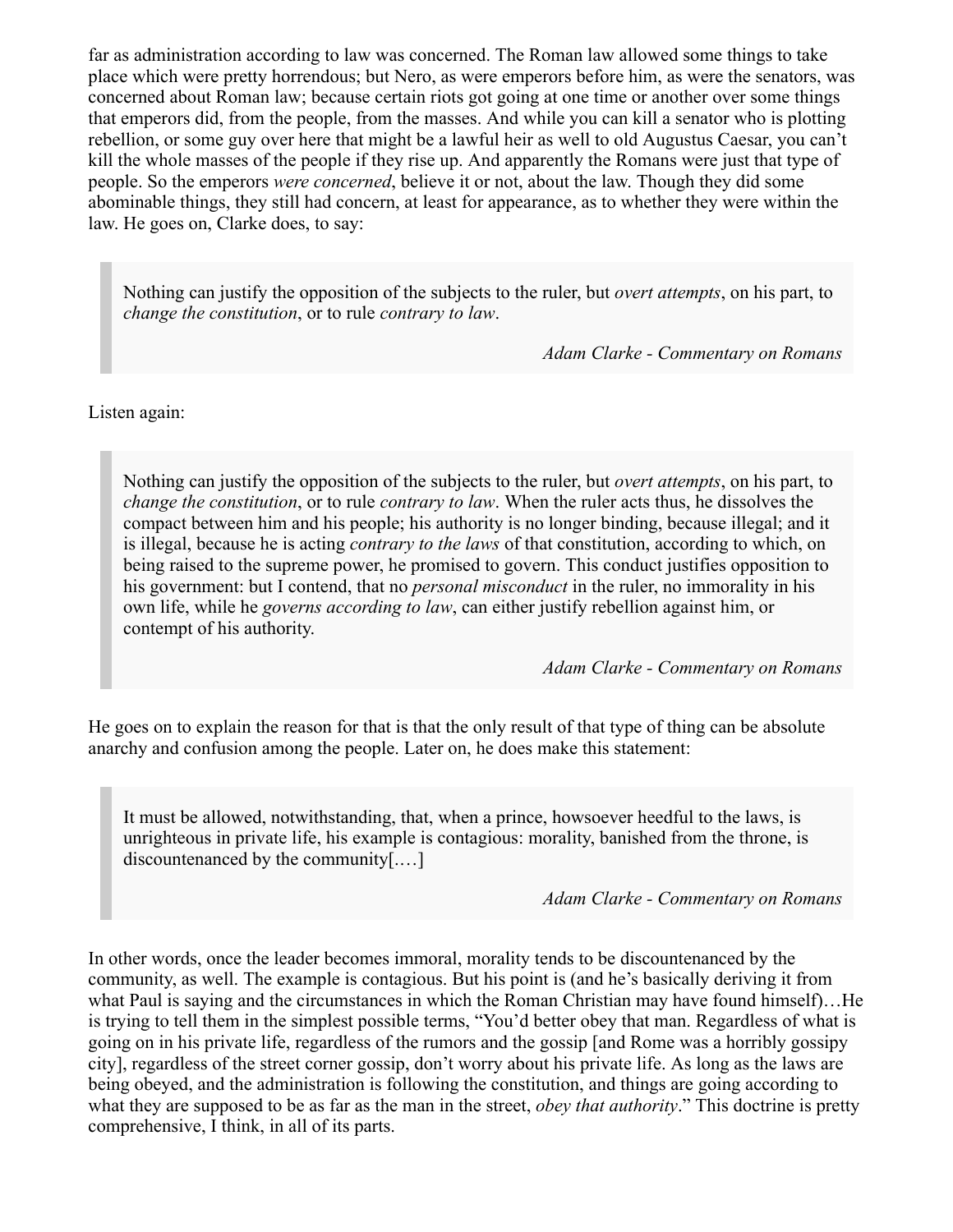far as administration according to law was concerned. The Roman law allowed some things to take place which were pretty horrendous; but Nero, as were emperors before him, as were the senators, was concerned about Roman law; because certain riots got going at one time or another over some things that emperors did, from the people, from the masses. And while you can kill a senator who is plotting rebellion, or some guy over here that might be a lawful heir as well to old Augustus Caesar, you can't kill the whole masses of the people if they rise up. And apparently the Romans were just that type of people. So the emperors *were concerned*, believe it or not, about the law. Though they did some abominable things, they still had concern, at least for appearance, as to whether they were within the law. He goes on, Clarke does, to say:

> Nothing can justify the opposition of the subjects to the ruler, but *overt attempts*, on his part, to *change the constitution*, or to rule *contrary to law*.
>
> *Adam Clarke - Commentary on Romans*

Listen again:

> Nothing can justify the opposition of the subjects to the ruler, but *overt attempts*, on his part, to *change the constitution*, or to rule *contrary to law*. When the ruler acts thus, he dissolves the compact between him and his people; his authority is no longer binding, because illegal; and it is illegal, because he is acting *contrary to the laws* of that constitution, according to which, on being raised to the supreme power, he promised to govern. This conduct justifies opposition to his government: but I contend, that no *personal misconduct* in the ruler, no immorality in his own life, while he *governs according to law*, can either justify rebellion against him, or contempt of his authority.
>
> *Adam Clarke - Commentary on Romans*

He goes on to explain the reason for that is that the only result of that type of thing can be absolute anarchy and confusion among the people. Later on, he does make this statement:

> It must be allowed, notwithstanding, that, when a prince, howsoever heedful to the laws, is unrighteous in private life, his example is contagious: morality, banished from the throne, is discountenanced by the community[.…]
>
> *Adam Clarke - Commentary on Romans*

In other words, once the leader becomes immoral, morality tends to be discountenanced by the community, as well. The example is contagious. But his point is (and he's basically deriving it from what Paul is saying and the circumstances in which the Roman Christian may have found himself)…He is trying to tell them in the simplest possible terms, "You'd better obey that man. Regardless of what is going on in his private life, regardless of the rumors and the gossip [and Rome was a horribly gossipy city], regardless of the street corner gossip, don't worry about his private life. As long as the laws are being obeyed, and the administration is following the constitution, and things are going according to what they are supposed to be as far as the man in the street, *obey that authority*." This doctrine is pretty comprehensive, I think, in all of its parts.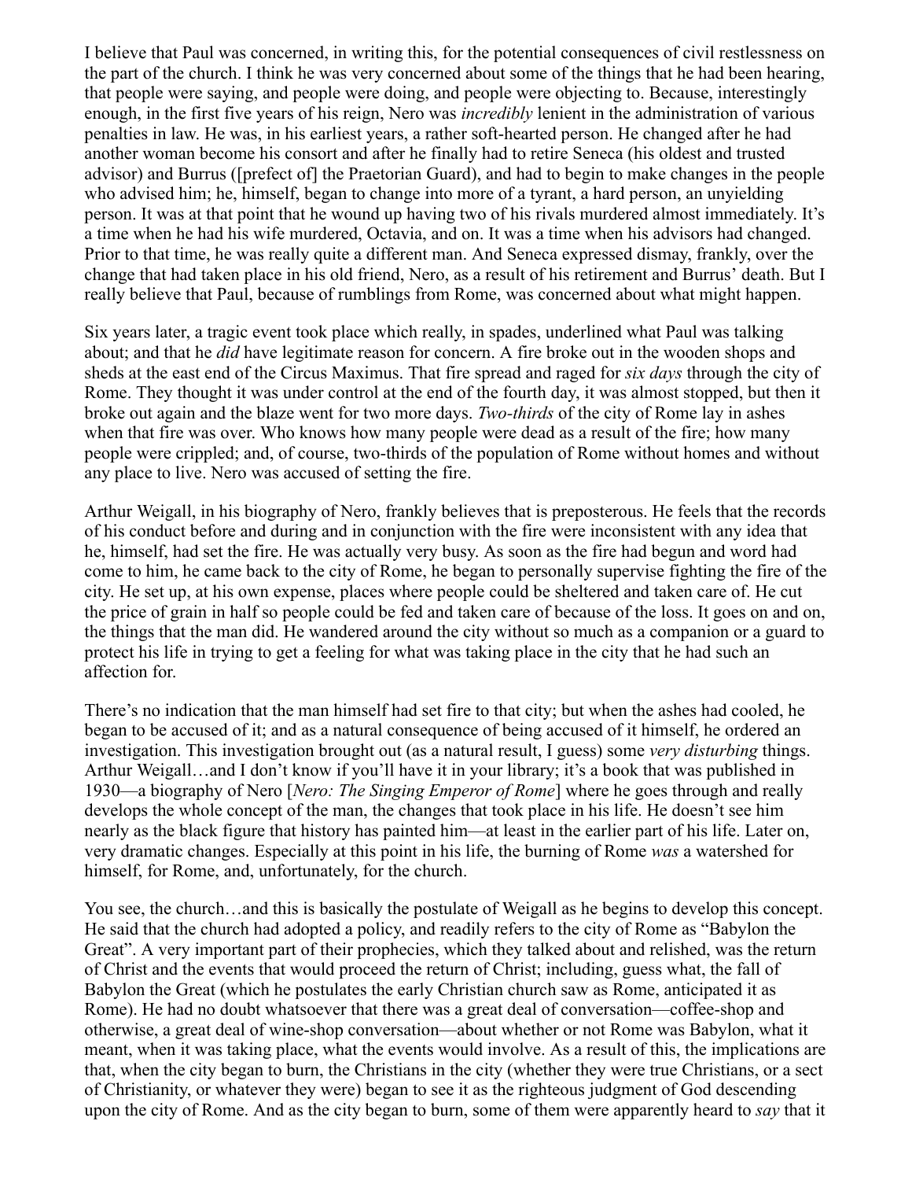I believe that Paul was concerned, in writing this, for the potential consequences of civil restlessness on the part of the church. I think he was very concerned about some of the things that he had been hearing, that people were saying, and people were doing, and people were objecting to. Because, interestingly enough, in the first five years of his reign, Nero was *incredibly* lenient in the administration of various penalties in law. He was, in his earliest years, a rather soft-hearted person. He changed after he had another woman become his consort and after he finally had to retire Seneca (his oldest and trusted advisor) and Burrus ([prefect of] the Praetorian Guard), and had to begin to make changes in the people who advised him; he, himself, began to change into more of a tyrant, a hard person, an unyielding person. It was at that point that he wound up having two of his rivals murdered almost immediately. It's a time when he had his wife murdered, Octavia, and on. It was a time when his advisors had changed. Prior to that time, he was really quite a different man. And Seneca expressed dismay, frankly, over the change that had taken place in his old friend, Nero, as a result of his retirement and Burrus' death. But I really believe that Paul, because of rumblings from Rome, was concerned about what might happen.

Six years later, a tragic event took place which really, in spades, underlined what Paul was talking about; and that he *did* have legitimate reason for concern. A fire broke out in the wooden shops and sheds at the east end of the Circus Maximus. That fire spread and raged for *six days* through the city of Rome. They thought it was under control at the end of the fourth day, it was almost stopped, but then it broke out again and the blaze went for two more days. *Two-thirds* of the city of Rome lay in ashes when that fire was over. Who knows how many people were dead as a result of the fire; how many people were crippled; and, of course, two-thirds of the population of Rome without homes and without any place to live. Nero was accused of setting the fire.

Arthur Weigall, in his biography of Nero, frankly believes that is preposterous. He feels that the records of his conduct before and during and in conjunction with the fire were inconsistent with any idea that he, himself, had set the fire. He was actually very busy. As soon as the fire had begun and word had come to him, he came back to the city of Rome, he began to personally supervise fighting the fire of the city. He set up, at his own expense, places where people could be sheltered and taken care of. He cut the price of grain in half so people could be fed and taken care of because of the loss. It goes on and on, the things that the man did. He wandered around the city without so much as a companion or a guard to protect his life in trying to get a feeling for what was taking place in the city that he had such an affection for.

There's no indication that the man himself had set fire to that city; but when the ashes had cooled, he began to be accused of it; and as a natural consequence of being accused of it himself, he ordered an investigation. This investigation brought out (as a natural result, I guess) some *very disturbing* things. Arthur Weigall…and I don't know if you'll have it in your library; it's a book that was published in 1930—a biography of Nero [*Nero: The Singing Emperor of Rome*] where he goes through and really develops the whole concept of the man, the changes that took place in his life. He doesn't see him nearly as the black figure that history has painted him—at least in the earlier part of his life. Later on, very dramatic changes. Especially at this point in his life, the burning of Rome *was* a watershed for himself, for Rome, and, unfortunately, for the church.

You see, the church…and this is basically the postulate of Weigall as he begins to develop this concept. He said that the church had adopted a policy, and readily refers to the city of Rome as "Babylon the Great". A very important part of their prophecies, which they talked about and relished, was the return of Christ and the events that would proceed the return of Christ; including, guess what, the fall of Babylon the Great (which he postulates the early Christian church saw as Rome, anticipated it as Rome). He had no doubt whatsoever that there was a great deal of conversation—coffee-shop and otherwise, a great deal of wine-shop conversation—about whether or not Rome was Babylon, what it meant, when it was taking place, what the events would involve. As a result of this, the implications are that, when the city began to burn, the Christians in the city (whether they were true Christians, or a sect of Christianity, or whatever they were) began to see it as the righteous judgment of God descending upon the city of Rome. And as the city began to burn, some of them were apparently heard to *say* that it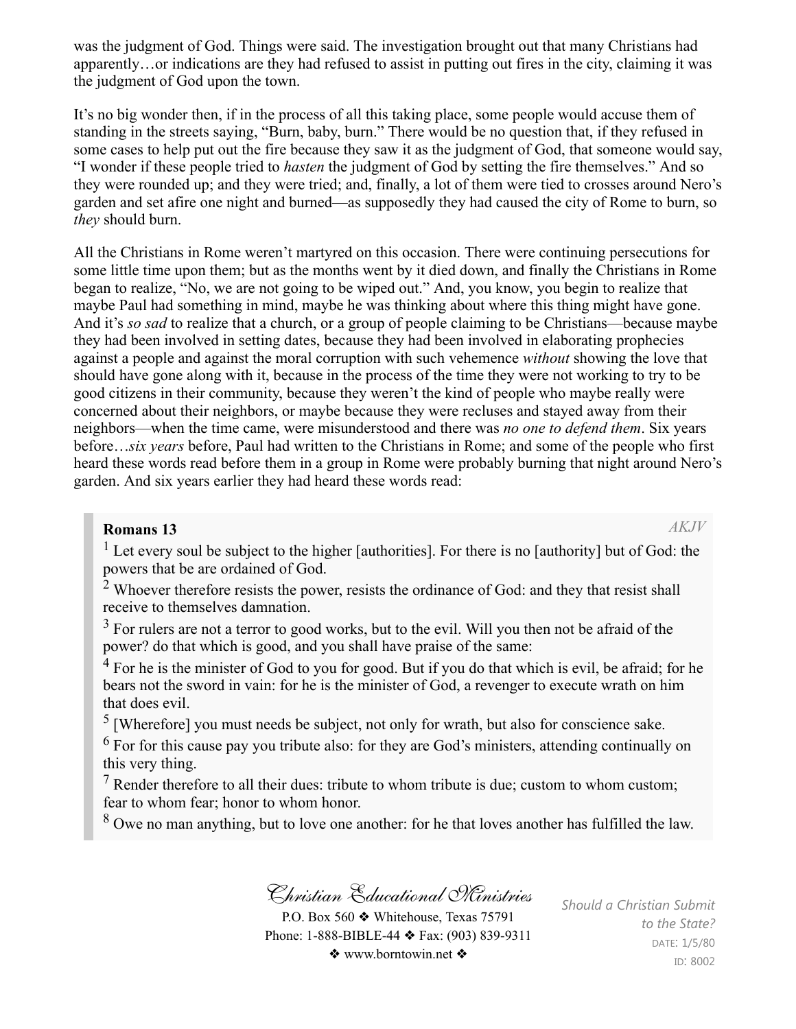was the judgment of God. Things were said. The investigation brought out that many Christians had apparently…or indications are they had refused to assist in putting out fires in the city, claiming it was the judgment of God upon the town.

It's no big wonder then, if in the process of all this taking place, some people would accuse them of standing in the streets saying, "Burn, baby, burn." There would be no question that, if they refused in some cases to help put out the fire because they saw it as the judgment of God, that someone would say, "I wonder if these people tried to *hasten* the judgment of God by setting the fire themselves." And so they were rounded up; and they were tried; and, finally, a lot of them were tied to crosses around Nero's garden and set afire one night and burned—as supposedly they had caused the city of Rome to burn, so *they* should burn.

All the Christians in Rome weren't martyred on this occasion. There were continuing persecutions for some little time upon them; but as the months went by it died down, and finally the Christians in Rome began to realize, "No, we are not going to be wiped out." And, you know, you begin to realize that maybe Paul had something in mind, maybe he was thinking about where this thing might have gone. And it's *so sad* to realize that a church, or a group of people claiming to be Christians—because maybe they had been involved in setting dates, because they had been involved in elaborating prophecies against a people and against the moral corruption with such vehemence *without* showing the love that should have gone along with it, because in the process of the time they were not working to try to be good citizens in their community, because they weren't the kind of people who maybe really were concerned about their neighbors, or maybe because they were recluses and stayed away from their neighbors—when the time came, were misunderstood and there was *no one to defend them*. Six years before…*six years* before, Paul had written to the Christians in Rome; and some of the people who first heard these words read before them in a group in Rome were probably burning that night around Nero's garden. And six years earlier they had heard these words read:

> **Romans 13** *AKJV*
>
> 1 Let every soul be subject to the higher [authorities]. For there is no [authority] but of God: the powers that be are ordained of God.
>
> 2 Whoever therefore resists the power, resists the ordinance of God: and they that resist shall receive to themselves damnation.
>
> 3 For rulers are not a terror to good works, but to the evil. Will you then not be afraid of the power? do that which is good, and you shall have praise of the same:
>
> 4 For he is the minister of God to you for good. But if you do that which is evil, be afraid; for he bears not the sword in vain: for he is the minister of God, a revenger to execute wrath on him that does evil.
>
> 5 [Wherefore] you must needs be subject, not only for wrath, but also for conscience sake.
>
> 6 For for this cause pay you tribute also: for they are God's ministers, attending continually on this very thing.
>
> 7 Render therefore to all their dues: tribute to whom tribute is due; custom to whom custom; fear to whom fear; honor to whom honor.
>
> 8 Owe no man anything, but to love one another: for he that loves another has fulfilled the law.